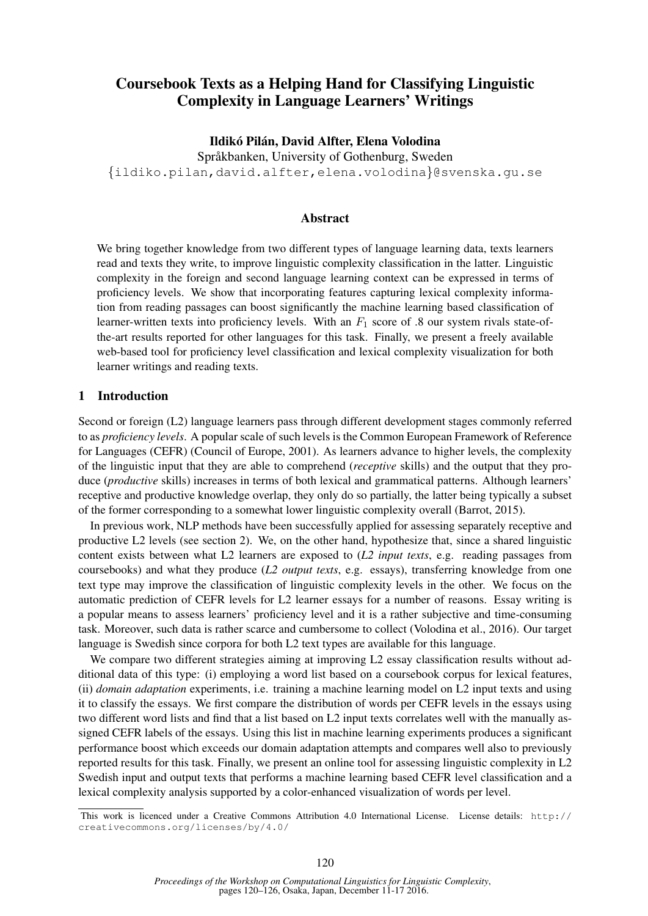# Coursebook Texts as a Helping Hand for Classifying Linguistic Complexity in Language Learners' Writings

**Ildikó Pilán, David Alfter, Elena Volodina**
Språkbanken, University of Gothenburg, Sweden
{ildiko.pilan,david.alfter,elena.volodina}@svenska.gu.se

## Abstract

We bring together knowledge from two different types of language learning data, texts learners read and texts they write, to improve linguistic complexity classification in the latter. Linguistic complexity in the foreign and second language learning context can be expressed in terms of proficiency levels. We show that incorporating features capturing lexical complexity information from reading passages can boost significantly the machine learning based classification of learner-written texts into proficiency levels. With an $F_1$ score of .8 our system rivals state-of-the-art results reported for other languages for this task. Finally, we present a freely available web-based tool for proficiency level classification and lexical complexity visualization for both learner writings and reading texts.

## 1 Introduction

Second or foreign (L2) language learners pass through different development stages commonly referred to as *proficiency levels*. A popular scale of such levels is the Common European Framework of Reference for Languages (CEFR) (Council of Europe, 2001). As learners advance to higher levels, the complexity of the linguistic input that they are able to comprehend (*receptive* skills) and the output that they produce (*productive* skills) increases in terms of both lexical and grammatical patterns. Although learners' receptive and productive knowledge overlap, they only do so partially, the latter being typically a subset of the former corresponding to a somewhat lower linguistic complexity overall (Barrot, 2015).

In previous work, NLP methods have been successfully applied for assessing separately receptive and productive L2 levels (see section 2). We, on the other hand, hypothesize that, since a shared linguistic content exists between what L2 learners are exposed to (*L2 input texts*, e.g. reading passages from coursebooks) and what they produce (*L2 output texts*, e.g. essays), transferring knowledge from one text type may improve the classification of linguistic complexity levels in the other. We focus on the automatic prediction of CEFR levels for L2 learner essays for a number of reasons. Essay writing is a popular means to assess learners' proficiency level and it is a rather subjective and time-consuming task. Moreover, such data is rather scarce and cumbersome to collect (Volodina et al., 2016). Our target language is Swedish since corpora for both L2 text types are available for this language.

We compare two different strategies aiming at improving L2 essay classification results without additional data of this type: (i) employing a word list based on a coursebook corpus for lexical features, (ii) *domain adaptation* experiments, i.e. training a machine learning model on L2 input texts and using it to classify the essays. We first compare the distribution of words per CEFR levels in the essays using two different word lists and find that a list based on L2 input texts correlates well with the manually assigned CEFR labels of the essays. Using this list in machine learning experiments produces a significant performance boost which exceeds our domain adaptation attempts and compares well also to previously reported results for this task. Finally, we present an online tool for assessing linguistic complexity in L2 Swedish input and output texts that performs a machine learning based CEFR level classification and a lexical complexity analysis supported by a color-enhanced visualization of words per level.

This work is licenced under a Creative Commons Attribution 4.0 International License. License details: http://creativecommons.org/licenses/by/4.0/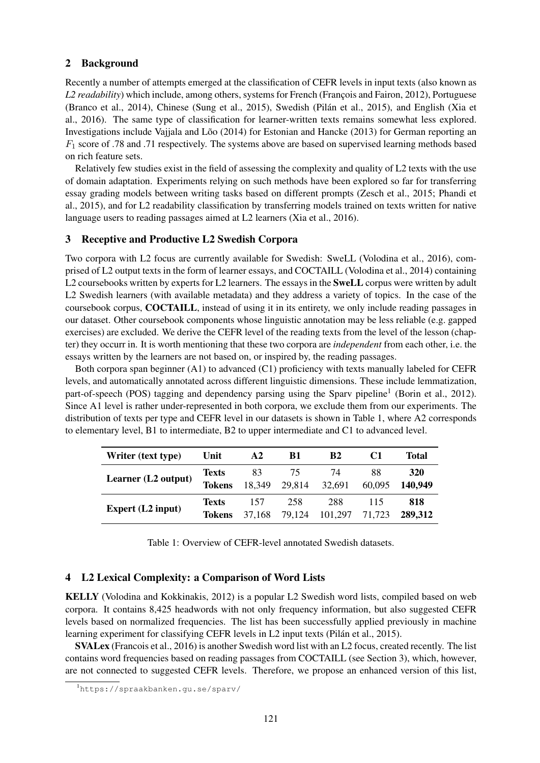## 2 Background

Recently a number of attempts emerged at the classification of CEFR levels in input texts (also known as *L2 readability*) which include, among others, systems for French (François and Fairon, 2012), Portuguese (Branco et al., 2014), Chinese (Sung et al., 2015), Swedish (Pilán et al., 2015), and English (Xia et al., 2016). The same type of classification for learner-written texts remains somewhat less explored. Investigations include Vajjala and Lõo (2014) for Estonian and Hancke (2013) for German reporting an $F_1$ score of .78 and .71 respectively. The systems above are based on supervised learning methods based on rich feature sets.

Relatively few studies exist in the field of assessing the complexity and quality of L2 texts with the use of domain adaptation. Experiments relying on such methods have been explored so far for transferring essay grading models between writing tasks based on different prompts (Zesch et al., 2015; Phandi et al., 2015), and for L2 readability classification by transferring models trained on texts written for native language users to reading passages aimed at L2 learners (Xia et al., 2016).

## 3 Receptive and Productive L2 Swedish Corpora

Two corpora with L2 focus are currently available for Swedish: SweLL (Volodina et al., 2016), comprised of L2 output texts in the form of learner essays, and COCTAILL (Volodina et al., 2014) containing L2 coursebooks written by experts for L2 learners. The essays in the **SweLL** corpus were written by adult L2 Swedish learners (with available metadata) and they address a variety of topics. In the case of the coursebook corpus, **COCTAILL**, instead of using it in its entirety, we only include reading passages in our dataset. Other coursebook components whose linguistic annotation may be less reliable (e.g. gapped exercises) are excluded. We derive the CEFR level of the reading texts from the level of the lesson (chapter) they occurr in. It is worth mentioning that these two corpora are *independent* from each other, i.e. the essays written by the learners are not based on, or inspired by, the reading passages.

Both corpora span beginner (A1) to advanced (C1) proficiency with texts manually labeled for CEFR levels, and automatically annotated across different linguistic dimensions. These include lemmatization, part-of-speech (POS) tagging and dependency parsing using the Sparv pipeline[1] (Borin et al., 2012). Since A1 level is rather under-represented in both corpora, we exclude them from our experiments. The distribution of texts per type and CEFR level in our datasets is shown in Table 1, where A2 corresponds to elementary level, B1 to intermediate, B2 to upper intermediate and C1 to advanced level.

| Writer (text type) | Unit | A2 | B1 | B2 | C1 | Total |
|---|---|---|---|---|---|---|
| Learner (L2 output) | Texts | 83 | 75 | 74 | 88 | **320** |
| | Tokens | 18,349 | 29,814 | 32,691 | 60,095 | **140,949** |
| Expert (L2 input) | Texts | 157 | 258 | 288 | 115 | **818** |
| | Tokens | 37,168 | 79,124 | 101,297 | 71,723 | **289,312** |

Table 1: Overview of CEFR-level annotated Swedish datasets.

## 4 L2 Lexical Complexity: a Comparison of Word Lists

**KELLY** (Volodina and Kokkinakis, 2012) is a popular L2 Swedish word lists, compiled based on web corpora. It contains 8,425 headwords with not only frequency information, but also suggested CEFR levels based on normalized frequencies. The list has been successfully applied previously in machine learning experiment for classifying CEFR levels in L2 input texts (Pilán et al., 2015).

**SVALex** (Francois et al., 2016) is another Swedish word list with an L2 focus, created recently. The list contains word frequencies based on reading passages from COCTAILL (see Section 3), which, however, are not connected to suggested CEFR levels. Therefore, we propose an enhanced version of this list,

[1] https://spraakbanken.gu.se/sparv/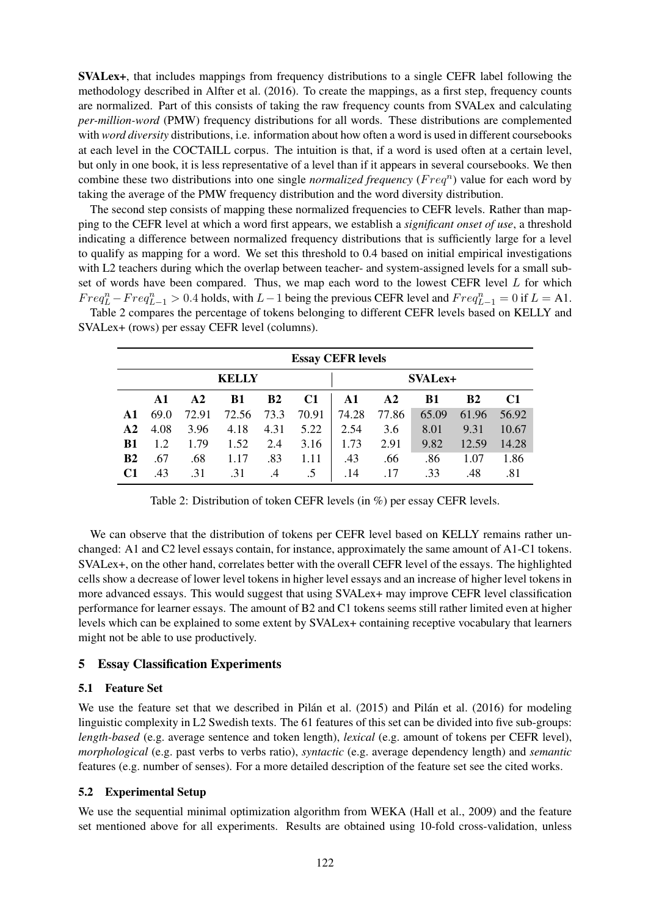**SVALex+**, that includes mappings from frequency distributions to a single CEFR label following the methodology described in Alfter et al. (2016). To create the mappings, as a first step, frequency counts are normalized. Part of this consists of taking the raw frequency counts from SVALex and calculating *per-million-word* (PMW) frequency distributions for all words. These distributions are complemented with *word diversity* distributions, i.e. information about how often a word is used in different coursebooks at each level in the COCTAILL corpus. The intuition is that, if a word is used often at a certain level, but only in one book, it is less representative of a level than if it appears in several coursebooks. We then combine these two distributions into one single *normalized frequency* ($Freq^n$) value for each word by taking the average of the PMW frequency distribution and the word diversity distribution.

The second step consists of mapping these normalized frequencies to CEFR levels. Rather than mapping to the CEFR level at which a word first appears, we establish a *significant onset of use*, a threshold indicating a difference between normalized frequency distributions that is sufficiently large for a level to qualify as mapping for a word. We set this threshold to 0.4 based on initial empirical investigations with L2 teachers during which the overlap between teacher- and system-assigned levels for a small subset of words have been compared. Thus, we map each word to the lowest CEFR level $L$ for which $Freq^n_L - Freq^n_{L-1} > 0.4$ holds, with $L-1$ being the previous CEFR level and $Freq^n_{L-1} = 0$ if $L = \text{A1}$.

Table 2 compares the percentage of tokens belonging to different CEFR levels based on KELLY and SVALex+ (rows) per essay CEFR level (columns).

| | Essay CEFR levels | | | | | | | | | |
|---|---|---|---|---|---|---|---|---|---|---|
| | KELLY | | | | | SVALex+ | | | | |
| | A1 | A2 | B1 | B2 | C1 | A1 | A2 | B1 | B2 | C1 |
| **A1** | 69.0 | 72.91 | 72.56 | 73.3 | 70.91 | 74.28 | 77.86 | 65.09 | 61.96 | 56.92 |
| **A2** | 4.08 | 3.96 | 4.18 | 4.31 | 5.22 | 2.54 | 3.6 | 8.01 | 9.31 | 10.67 |
| **B1** | 1.2 | 1.79 | 1.52 | 2.4 | 3.16 | 1.73 | 2.91 | 9.82 | 12.59 | 14.28 |
| **B2** | .67 | .68 | 1.17 | .83 | 1.11 | .43 | .66 | .86 | 1.07 | 1.86 |
| **C1** | .43 | .31 | .31 | .4 | .5 | .14 | .17 | .33 | .48 | .81 |

Table 2: Distribution of token CEFR levels (in %) per essay CEFR levels.

We can observe that the distribution of tokens per CEFR level based on KELLY remains rather unchanged: A1 and C2 level essays contain, for instance, approximately the same amount of A1-C1 tokens. SVALex+, on the other hand, correlates better with the overall CEFR level of the essays. The highlighted cells show a decrease of lower level tokens in higher level essays and an increase of higher level tokens in more advanced essays. This would suggest that using SVALex+ may improve CEFR level classification performance for learner essays. The amount of B2 and C1 tokens seems still rather limited even at higher levels which can be explained to some extent by SVALex+ containing receptive vocabulary that learners might not be able to use productively.

## 5 Essay Classification Experiments

### 5.1 Feature Set

We use the feature set that we described in Pilán et al. (2015) and Pilán et al. (2016) for modeling linguistic complexity in L2 Swedish texts. The 61 features of this set can be divided into five sub-groups: *length-based* (e.g. average sentence and token length), *lexical* (e.g. amount of tokens per CEFR level), *morphological* (e.g. past verbs to verbs ratio), *syntactic* (e.g. average dependency length) and *semantic* features (e.g. number of senses). For a more detailed description of the feature set see the cited works.

### 5.2 Experimental Setup

We use the sequential minimal optimization algorithm from WEKA (Hall et al., 2009) and the feature set mentioned above for all experiments. Results are obtained using 10-fold cross-validation, unless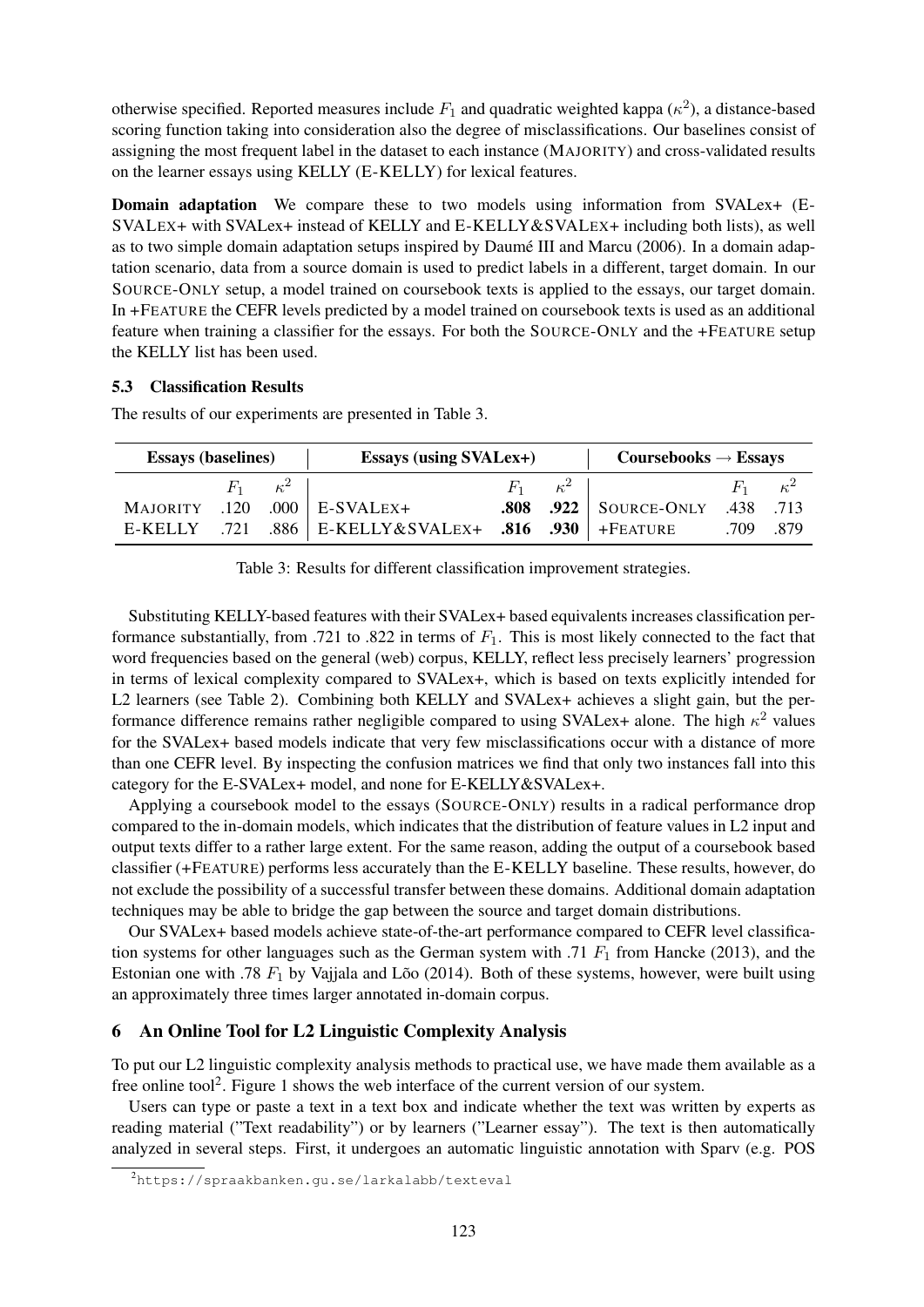otherwise specified. Reported measures include $F_1$ and quadratic weighted kappa ($\kappa^2$), a distance-based scoring function taking into consideration also the degree of misclassifications. Our baselines consist of assigning the most frequent label in the dataset to each instance (MAJORITY) and cross-validated results on the learner essays using KELLY (E-KELLY) for lexical features.

**Domain adaptation** We compare these to two models using information from SVALex+ (E-SVALEX+ with SVALex+ instead of KELLY and E-KELLY&SVALEX+ including both lists), as well as to two simple domain adaptation setups inspired by Daumé III and Marcu (2006). In a domain adaptation scenario, data from a source domain is used to predict labels in a different, target domain. In our SOURCE-ONLY setup, a model trained on coursebook texts is applied to the essays, our target domain. In +FEATURE the CEFR levels predicted by a model trained on coursebook texts is used as an additional feature when training a classifier for the essays. For both the SOURCE-ONLY and the +FEATURE setup the KELLY list has been used.

### 5.3 Classification Results

The results of our experiments are presented in Table 3.

| Essays (baselines) | | | Essays (using SVALex+) | | | Coursebooks → Essays | | |
|---|---|---|---|---|---|---|---|---|
| | $F_1$ | $\kappa^2$ | | $F_1$ | $\kappa^2$ | | $F_1$ | $\kappa^2$ |
| MAJORITY | .120 | .000 | E-SVALEX+ | **.808** | **.922** | SOURCE-ONLY | .438 | .713 |
| E-KELLY | .721 | .886 | E-KELLY&SVALEX+ | **.816** | **.930** | +FEATURE | .709 | .879 |

Table 3: Results for different classification improvement strategies.

Substituting KELLY-based features with their SVALex+ based equivalents increases classification performance substantially, from .721 to .822 in terms of $F_1$. This is most likely connected to the fact that word frequencies based on the general (web) corpus, KELLY, reflect less precisely learners' progression in terms of lexical complexity compared to SVALex+, which is based on texts explicitly intended for L2 learners (see Table 2). Combining both KELLY and SVALex+ achieves a slight gain, but the performance difference remains rather negligible compared to using SVALex+ alone. The high $\kappa^2$ values for the SVALex+ based models indicate that very few misclassifications occur with a distance of more than one CEFR level. By inspecting the confusion matrices we find that only two instances fall into this category for the E-SVALEX+ model, and none for E-KELLY&SVALEX+.

Applying a coursebook model to the essays (SOURCE-ONLY) results in a radical performance drop compared to the in-domain models, which indicates that the distribution of feature values in L2 input and output texts differ to a rather large extent. For the same reason, adding the output of a coursebook based classifier (+FEATURE) performs less accurately than the E-KELLY baseline. These results, however, do not exclude the possibility of a successful transfer between these domains. Additional domain adaptation techniques may be able to bridge the gap between the source and target domain distributions.

Our SVALex+ based models achieve state-of-the-art performance compared to CEFR level classification systems for other languages such as the German system with .71 $F_1$ from Hancke (2013), and the Estonian one with .78 $F_1$ by Vajjala and Lõo (2014). Both of these systems, however, were built using an approximately three times larger annotated in-domain corpus.

## 6 An Online Tool for L2 Linguistic Complexity Analysis

To put our L2 linguistic complexity analysis methods to practical use, we have made them available as a free online tool[2]. Figure 1 shows the web interface of the current version of our system.

Users can type or paste a text in a text box and indicate whether the text was written by experts as reading material ("Text readability") or by learners ("Learner essay"). The text is then automatically analyzed in several steps. First, it undergoes an automatic linguistic annotation with Sparv (e.g. POS

[2] https://spraakbanken.gu.se/larkalabb/texteval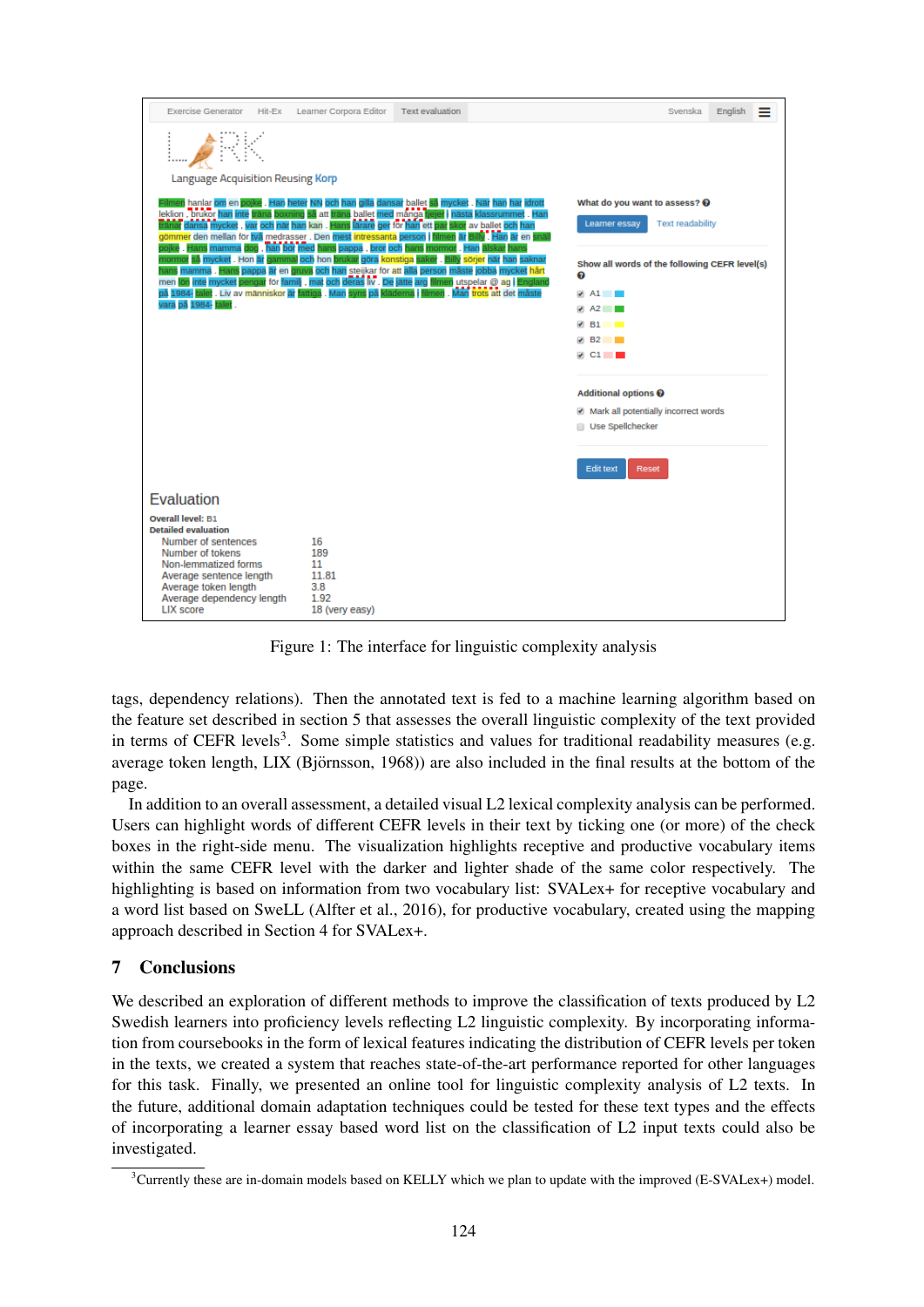Figure 1: The interface for linguistic complexity analysis

tags, dependency relations). Then the annotated text is fed to a machine learning algorithm based on the feature set described in section 5 that assesses the overall linguistic complexity of the text provided in terms of CEFR levels[3]. Some simple statistics and values for traditional readability measures (e.g. average token length, LIX (Björnsson, 1968)) are also included in the final results at the bottom of the page.

In addition to an overall assessment, a detailed visual L2 lexical complexity analysis can be performed. Users can highlight words of different CEFR levels in their text by ticking one (or more) of the check boxes in the right-side menu. The visualization highlights receptive and productive vocabulary items within the same CEFR level with the darker and lighter shade of the same color respectively. The highlighting is based on information from two vocabulary list: SVALex+ for receptive vocabulary and a word list based on SweLL (Alfter et al., 2016), for productive vocabulary, created using the mapping approach described in Section 4 for SVALex+.

## 7 Conclusions

We described an exploration of different methods to improve the classification of texts produced by L2 Swedish learners into proficiency levels reflecting L2 linguistic complexity. By incorporating information from coursebooks in the form of lexical features indicating the distribution of CEFR levels per token in the texts, we created a system that reaches state-of-the-art performance reported for other languages for this task. Finally, we presented an online tool for linguistic complexity analysis of L2 texts. In the future, additional domain adaptation techniques could be tested for these text types and the effects of incorporating a learner essay based word list on the classification of L2 input texts could also be investigated.

[3]Currently these are in-domain models based on KELLY which we plan to update with the improved (E-SVALex+) model.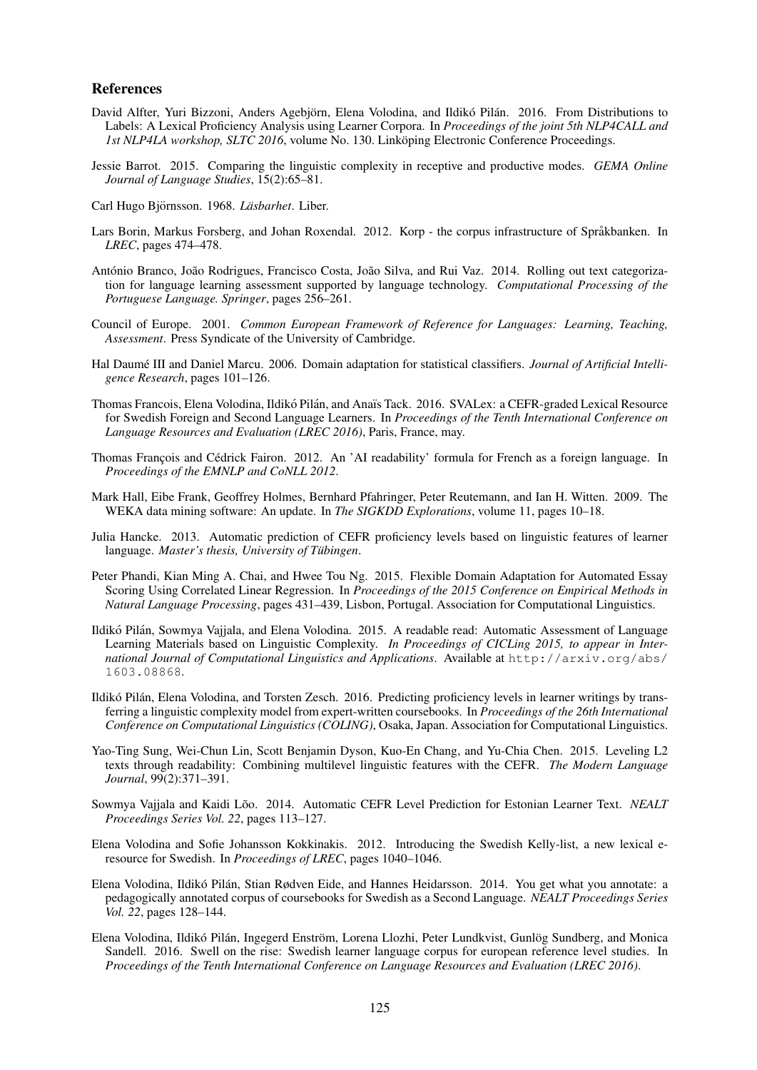## References

David Alfter, Yuri Bizzoni, Anders Agebjörn, Elena Volodina, and Ildikó Pilán. 2016. From Distributions to Labels: A Lexical Proficiency Analysis using Learner Corpora. In *Proceedings of the joint 5th NLP4CALL and 1st NLP4LA workshop, SLTC 2016*, volume No. 130. Linköping Electronic Conference Proceedings.

Jessie Barrot. 2015. Comparing the linguistic complexity in receptive and productive modes. *GEMA Online Journal of Language Studies*, 15(2):65–81.

Carl Hugo Björnsson. 1968. *Läsbarhet*. Liber.

Lars Borin, Markus Forsberg, and Johan Roxendal. 2012. Korp - the corpus infrastructure of Språkbanken. In *LREC*, pages 474–478.

António Branco, João Rodrigues, Francisco Costa, João Silva, and Rui Vaz. 2014. Rolling out text categorization for language learning assessment supported by language technology. *Computational Processing of the Portuguese Language. Springer*, pages 256–261.

Council of Europe. 2001. *Common European Framework of Reference for Languages: Learning, Teaching, Assessment*. Press Syndicate of the University of Cambridge.

Hal Daumé III and Daniel Marcu. 2006. Domain adaptation for statistical classifiers. *Journal of Artificial Intelligence Research*, pages 101–126.

Thomas Francois, Elena Volodina, Ildikó Pilán, and Anaïs Tack. 2016. SVALex: a CEFR-graded Lexical Resource for Swedish Foreign and Second Language Learners. In *Proceedings of the Tenth International Conference on Language Resources and Evaluation (LREC 2016)*, Paris, France, may.

Thomas François and Cédrick Fairon. 2012. An 'AI readability' formula for French as a foreign language. In *Proceedings of the EMNLP and CoNLL 2012*.

Mark Hall, Eibe Frank, Geoffrey Holmes, Bernhard Pfahringer, Peter Reutemann, and Ian H. Witten. 2009. The WEKA data mining software: An update. In *The SIGKDD Explorations*, volume 11, pages 10–18.

Julia Hancke. 2013. Automatic prediction of CEFR proficiency levels based on linguistic features of learner language. *Master's thesis, University of Tübingen*.

Peter Phandi, Kian Ming A. Chai, and Hwee Tou Ng. 2015. Flexible Domain Adaptation for Automated Essay Scoring Using Correlated Linear Regression. In *Proceedings of the 2015 Conference on Empirical Methods in Natural Language Processing*, pages 431–439, Lisbon, Portugal. Association for Computational Linguistics.

Ildikó Pilán, Sowmya Vajjala, and Elena Volodina. 2015. A readable read: Automatic Assessment of Language Learning Materials based on Linguistic Complexity. *In Proceedings of CICLing 2015, to appear in International Journal of Computational Linguistics and Applications*. Available at http://arxiv.org/abs/1603.08868.

Ildikó Pilán, Elena Volodina, and Torsten Zesch. 2016. Predicting proficiency levels in learner writings by transferring a linguistic complexity model from expert-written coursebooks. In *Proceedings of the 26th International Conference on Computational Linguistics (COLING)*, Osaka, Japan. Association for Computational Linguistics.

Yao-Ting Sung, Wei-Chun Lin, Scott Benjamin Dyson, Kuo-En Chang, and Yu-Chia Chen. 2015. Leveling L2 texts through readability: Combining multilevel linguistic features with the CEFR. *The Modern Language Journal*, 99(2):371–391.

Sowmya Vajjala and Kaidi Lõo. 2014. Automatic CEFR Level Prediction for Estonian Learner Text. *NEALT Proceedings Series Vol. 22*, pages 113–127.

Elena Volodina and Sofie Johansson Kokkinakis. 2012. Introducing the Swedish Kelly-list, a new lexical e-resource for Swedish. In *Proceedings of LREC*, pages 1040–1046.

Elena Volodina, Ildikó Pilán, Stian Rødven Eide, and Hannes Heidarsson. 2014. You get what you annotate: a pedagogically annotated corpus of coursebooks for Swedish as a Second Language. *NEALT Proceedings Series Vol. 22*, pages 128–144.

Elena Volodina, Ildikó Pilán, Ingegerd Enström, Lorena Llozhi, Peter Lundkvist, Gunlög Sundberg, and Monica Sandell. 2016. Swell on the rise: Swedish learner language corpus for european reference level studies. In *Proceedings of the Tenth International Conference on Language Resources and Evaluation (LREC 2016)*.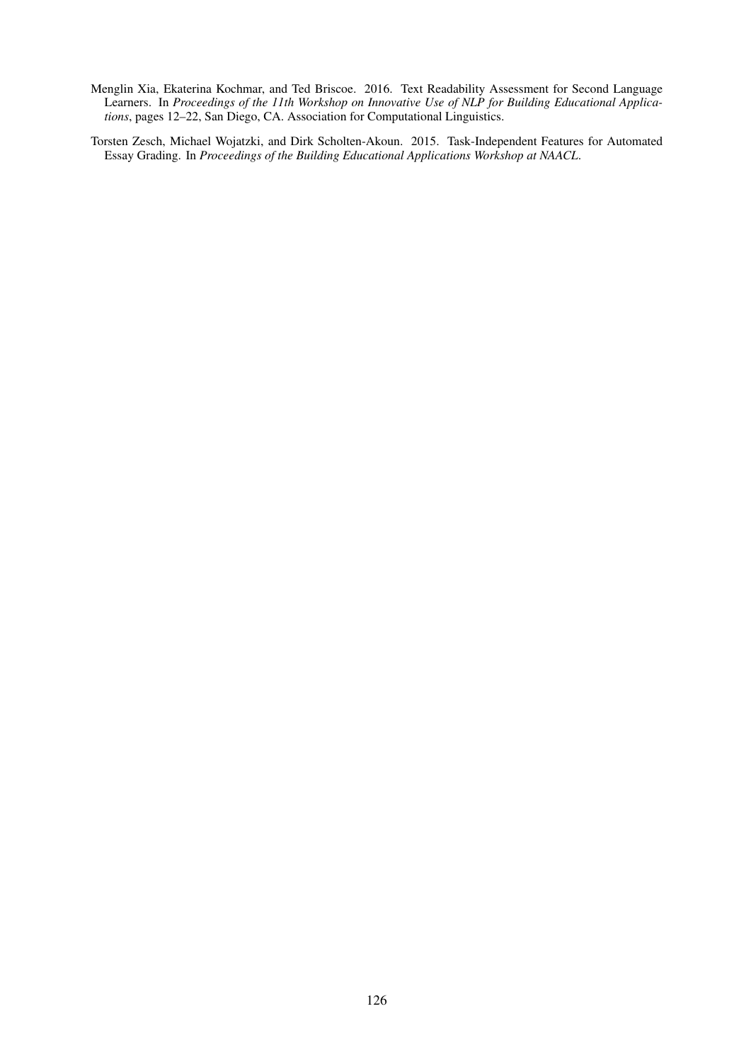Menglin Xia, Ekaterina Kochmar, and Ted Briscoe. 2016. Text Readability Assessment for Second Language Learners. In *Proceedings of the 11th Workshop on Innovative Use of NLP for Building Educational Applications*, pages 12–22, San Diego, CA. Association for Computational Linguistics.

Torsten Zesch, Michael Wojatzki, and Dirk Scholten-Akoun. 2015. Task-Independent Features for Automated Essay Grading. In *Proceedings of the Building Educational Applications Workshop at NAACL*.